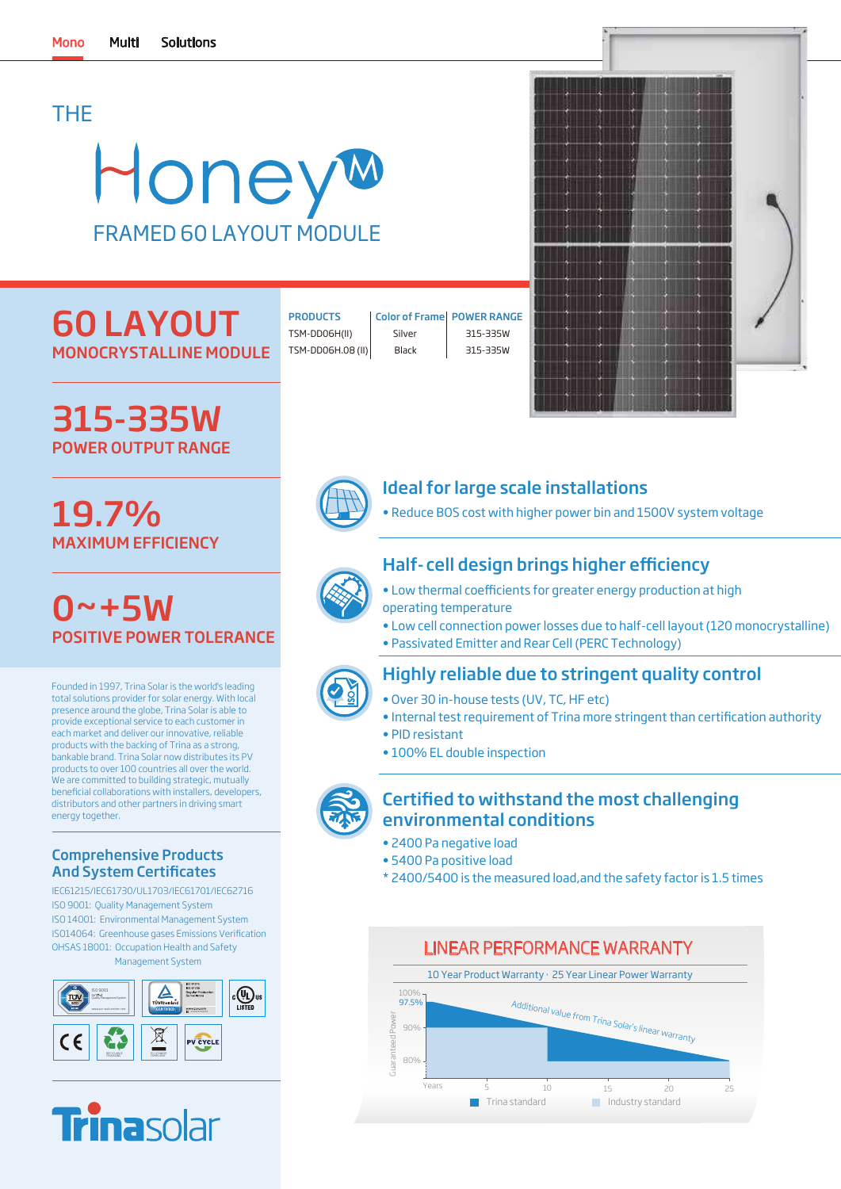Mono Multi Solutions

# THE Honey M

## FRAMED 60 LAYOUT MODULE

# 60 LAYOUT

## MONOCRYSTALLINE MODULE

| PRODUCTS | Color of Frame | POWER RANGE |
|---|---|---|
| TSM-DD06H(II) | Silver | 315-335W |
| TSM-DD06H.08 (II) | Black | 315-335W |

# 315-335W

## POWER OUTPUT RANGE

# 19.7%

## MAXIMUM EFFICIENCY

# 0~+5W

## POSITIVE POWER TOLERANCE

Founded in 1997, Trina Solar is the world's leading total solutions provider for solar energy. With local presence around the globe, Trina Solar is able to provide exceptional service to each customer in each market and deliver our innovative, reliable products with the backing of Trina as a strong, bankable brand. Trina Solar now distributes its PV products to over 100 countries all over the world. We are committed to building strategic, mutually beneficial collaborations with installers, developers, distributors and other partners in driving smart energy together.

### Comprehensive Products And System Certificates

IEC61215/IEC61730/UL1703/IEC61701/IEC62716
ISO 9001: Quality Management System
ISO 14001: Environmental Management System
ISO14064: Greenhouse gases Emissions Verification
OHSAS 18001: Occupation Health and Safety Management System

### Ideal for large scale installations

- Reduce BOS cost with higher power bin and 1500V system voltage

### Half- cell design brings higher efficiency

- Low thermal coefficients for greater energy production at high operating temperature
- Low cell connection power losses due to half-cell layout (120 monocrystalline)
- Passivated Emitter and Rear Cell (PERC Technology)

### Highly reliable due to stringent quality control

- Over 30 in-house tests (UV, TC, HF etc)
- Internal test requirement of Trina more stringent than certification authority
- PID resistant
- 100% EL double inspection

### Certified to withstand the most challenging environmental conditions

- 2400 Pa negative load
- 5400 Pa positive load

* 2400/5400 is the measured load,and the safety factor is 1.5 times

### LINEAR PERFORMANCE WARRANTY

10 Year Product Warranty · 25 Year Linear Power Warranty

Additional value from Trina Solar's linear warranty

Guaranteed Power: 100%, 97.5%, 90%, 80%

Years: 5, 10, 15, 20, 25

Trina standard | Industry standard

Trinasolar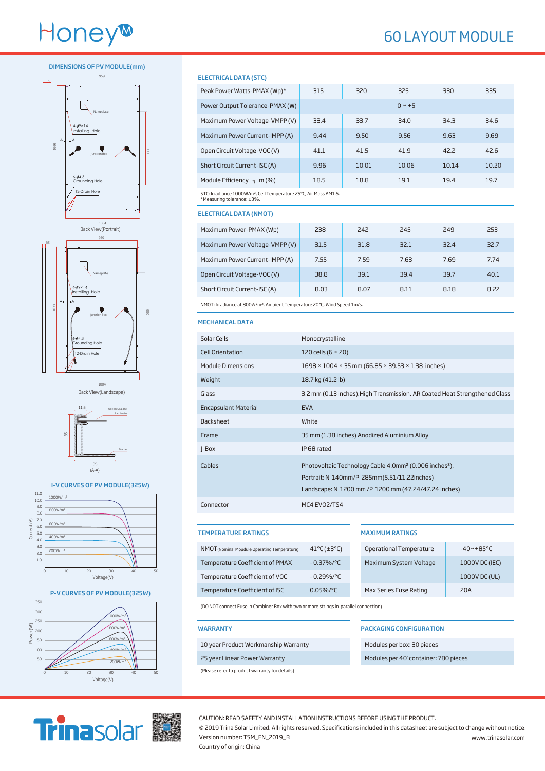Honey

# 60 LAYOUT MODULE

## DIMENSIONS OF PV MODULE(mm)

959
35
Nameplate
4-φ9×14
Installing Hole
A A
1698
990
Junction Box
6-φ4.3
Grounding Hole
12-Drain Hole
1004
Back View(Portrait)

959
35
Nameplate
4-φ9×14
Installing Hole
A A
1698
990
Junction Box
6-φ4.3
Grounding Hole
12-Drain Hole
1004
Back View(Landscape)

11.5
Silicon Sealant
Laminate
35
Frame
35
(A-A)

## I-V CURVES OF PV MODULE(325W)

Current (A)
11.0
10.0
9.0
8.0
7.0
6.0
5.0
4.0
3.0
2.0
1.0
1000W/m²
800W/m²
600W/m²
400W/m²
200W/m²
0 10 20 30 40 50
Voltage(V)

## P-V CURVES OF PV MODULE(325W)

Power(W)
350
300
250
200
150
100
50
1000W/m²
800W/m²
600W/m²
400W/m²
200W/m²
0 10 20 30 40 50
Voltage(V)

## ELECTRICAL DATA (STC)

| | | | | | |
|---|---|---|---|---|---|
| Peak Power Watts-PMAX (Wp)* | 315 | 320 | 325 | 330 | 335 |
| Power Output Tolerance-PMAX (W) | 0 ~ +5 | | | | |
| Maximum Power Voltage-VMPP (V) | 33.4 | 33.7 | 34.0 | 34.3 | 34.6 |
| Maximum Power Current-IMPP (A) | 9.44 | 9.50 | 9.56 | 9.63 | 9.69 |
| Open Circuit Voltage-VOC (V) | 41.1 | 41.5 | 41.9 | 42.2 | 42.6 |
| Short Circuit Current-ISC (A) | 9.96 | 10.01 | 10.06 | 10.14 | 10.20 |
| Module Efficiency η m (%) | 18.5 | 18.8 | 19.1 | 19.4 | 19.7 |

STC: Irradiance 1000W/m², Cell Temperature 25°C, Air Mass AM1.5.
*Measuring tolerance: ±3%.

## ELECTRICAL DATA (NMOT)

| | | | | | |
|---|---|---|---|---|---|
| Maximum Power-PMAX (Wp) | 238 | 242 | 245 | 249 | 253 |
| Maximum Power Voltage-VMPP (V) | 31.5 | 31.8 | 32.1 | 32.4 | 32.7 |
| Maximum Power Current-IMPP (A) | 7.55 | 7.59 | 7.63 | 7.69 | 7.74 |
| Open Circuit Voltage-VOC (V) | 38.8 | 39.1 | 39.4 | 39.7 | 40.1 |
| Short Circuit Current-ISC (A) | 8.03 | 8.07 | 8.11 | 8.18 | 8.22 |

NMOT: Irradiance at 800W/m², Ambient Temperature 20°C, Wind Speed 1m/s.

## MECHANICAL DATA

| | |
|---|---|
| Solar Cells | Monocrystalline |
| Cell Orientation | 120 cells (6 × 20) |
| Module Dimensions | 1698 × 1004 × 35 mm (66.85 × 39.53 × 1.38 inches) |
| Weight | 18.7 kg (41.2 lb) |
| Glass | 3.2 mm (0.13 inches),High Transmission, AR Coated Heat Strengthened Glass |
| Encapsulant Material | EVA |
| Backsheet | White |
| Frame | 35 mm (1.38 inches) Anodized Aluminium Alloy |
| J-Box | IP 68 rated |
| Cables | Photovoltaic Technology Cable 4.0mm² (0.006 inches²), Portrait: N 140mm/P 285mm(5.51/11.22inches) Landscape: N 1200 mm /P 1200 mm (47.24/47.24 inches) |
| Connector | MC4 EVO2/TS4 |

## TEMPERATURE RATINGS

| | |
|---|---|
| NMOT (Nominal Moudule Operating Temperature) | 41°C (±3°C) |
| Temperature Coefficient of PMAX | - 0.37%/°C |
| Temperature Coefficient of VOC | - 0.29%/°C |
| Temperature Coefficient of ISC | 0.05%/°C |

## MAXIMUM RATINGS

| | |
|---|---|
| Operational Temperature | -40~+85°C |
| Maximum System Voltage | 1000V DC (IEC) |
| | 1000V DC (UL) |
| Max Series Fuse Rating | 20A |

(DO NOT connect Fuse in Combiner Box with two or more strings in parallel connection)

## WARRANTY

10 year Product Workmanship Warranty

25 year Linear Power Warranty

(Please refer to product warranty for details)

## PACKAGING CONFIGURATION

Modules per box: 30 pieces

Modules per 40' container: 780 pieces

Trinasolar

CAUTION: READ SAFETY AND INSTALLATION INSTRUCTIONS BEFORE USING THE PRODUCT.
© 2019 Trina Solar Limited. All rights reserved. Specifications included in this datasheet are subject to change without notice.
Version number: TSM_EN_2019_B
Country of origin: China
www.trinasolar.com